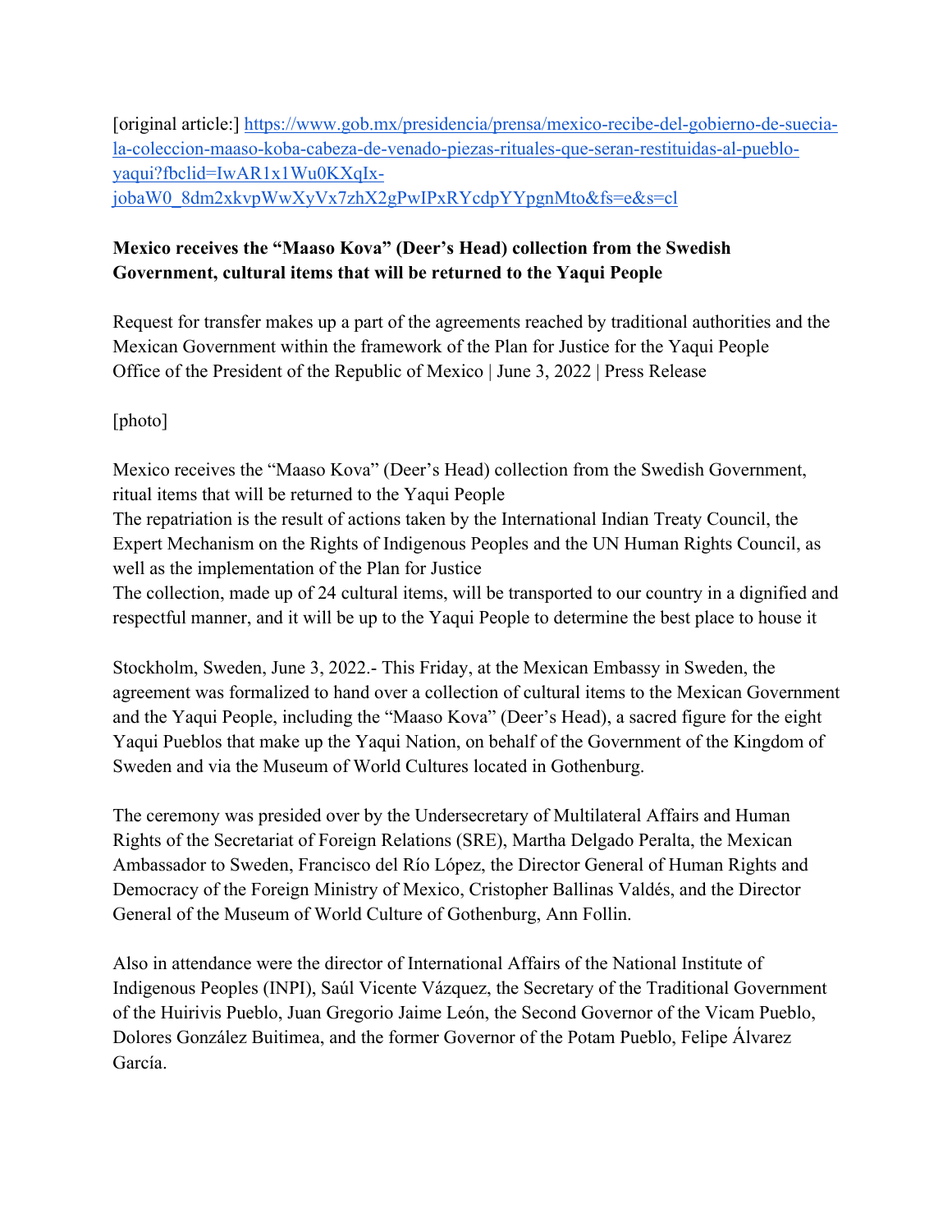[original article:] [https://www.gob.mx/presidencia/prensa/mexico-recibe-del-gobierno-de-suecia-la-coleccion-maaso-koba-cabeza-de-venado-piezas-rituales-que-seran-restituidas-al-pueblo-yaqui?fbclid=IwAR1x1Wu0KXqIx-jobaW0_8dm2xkvpWwXyVx7zhX2gPwIPxRYcdpYYpgnMto&fs=e&s=cl](https://www.gob.mx/presidencia/prensa/mexico-recibe-del-gobierno-de-suecia-la-coleccion-maaso-koba-cabeza-de-venado-piezas-rituales-que-seran-restituidas-al-pueblo-yaqui?fbclid=IwAR1x1Wu0KXqIx-jobaW0_8dm2xkvpWwXyVx7zhX2gPwIPxRYcdpYYpgnMto&fs=e&s=cl)

**Mexico receives the "Maaso Kova" (Deer's Head) collection from the Swedish Government, cultural items that will be returned to the Yaqui People**

Request for transfer makes up a part of the agreements reached by traditional authorities and the Mexican Government within the framework of the Plan for Justice for the Yaqui People
Office of the President of the Republic of Mexico | June 3, 2022 | Press Release

[photo]

Mexico receives the "Maaso Kova" (Deer's Head) collection from the Swedish Government, ritual items that will be returned to the Yaqui People
The repatriation is the result of actions taken by the International Indian Treaty Council, the Expert Mechanism on the Rights of Indigenous Peoples and the UN Human Rights Council, as well as the implementation of the Plan for Justice
The collection, made up of 24 cultural items, will be transported to our country in a dignified and respectful manner, and it will be up to the Yaqui People to determine the best place to house it

Stockholm, Sweden, June 3, 2022.- This Friday, at the Mexican Embassy in Sweden, the agreement was formalized to hand over a collection of cultural items to the Mexican Government and the Yaqui People, including the "Maaso Kova" (Deer's Head), a sacred figure for the eight Yaqui Pueblos that make up the Yaqui Nation, on behalf of the Government of the Kingdom of Sweden and via the Museum of World Cultures located in Gothenburg.

The ceremony was presided over by the Undersecretary of Multilateral Affairs and Human Rights of the Secretariat of Foreign Relations (SRE), Martha Delgado Peralta, the Mexican Ambassador to Sweden, Francisco del Río López, the Director General of Human Rights and Democracy of the Foreign Ministry of Mexico, Cristopher Ballinas Valdés, and the Director General of the Museum of World Culture of Gothenburg, Ann Follin.

Also in attendance were the director of International Affairs of the National Institute of Indigenous Peoples (INPI), Saúl Vicente Vázquez, the Secretary of the Traditional Government of the Huirivis Pueblo, Juan Gregorio Jaime León, the Second Governor of the Vicam Pueblo, Dolores González Buitimea, and the former Governor of the Potam Pueblo, Felipe Álvarez García.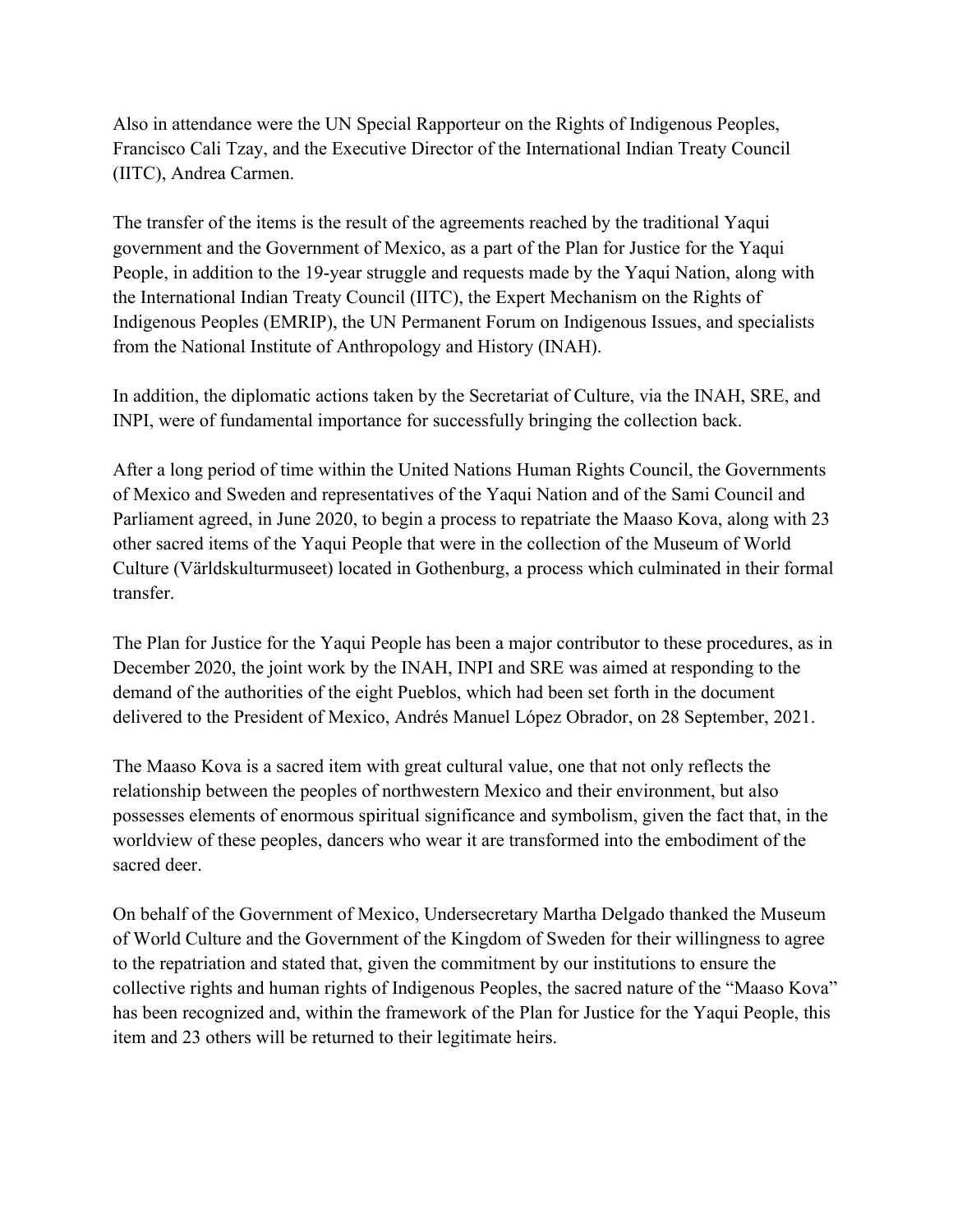Also in attendance were the UN Special Rapporteur on the Rights of Indigenous Peoples, Francisco Cali Tzay, and the Executive Director of the International Indian Treaty Council (IITC), Andrea Carmen.

The transfer of the items is the result of the agreements reached by the traditional Yaqui government and the Government of Mexico, as a part of the Plan for Justice for the Yaqui People, in addition to the 19-year struggle and requests made by the Yaqui Nation, along with the International Indian Treaty Council (IITC), the Expert Mechanism on the Rights of Indigenous Peoples (EMRIP), the UN Permanent Forum on Indigenous Issues, and specialists from the National Institute of Anthropology and History (INAH).

In addition, the diplomatic actions taken by the Secretariat of Culture, via the INAH, SRE, and INPI, were of fundamental importance for successfully bringing the collection back.

After a long period of time within the United Nations Human Rights Council, the Governments of Mexico and Sweden and representatives of the Yaqui Nation and of the Sami Council and Parliament agreed, in June 2020, to begin a process to repatriate the Maaso Kova, along with 23 other sacred items of the Yaqui People that were in the collection of the Museum of World Culture (Världskulturmuseet) located in Gothenburg, a process which culminated in their formal transfer.

The Plan for Justice for the Yaqui People has been a major contributor to these procedures, as in December 2020, the joint work by the INAH, INPI and SRE was aimed at responding to the demand of the authorities of the eight Pueblos, which had been set forth in the document delivered to the President of Mexico, Andrés Manuel López Obrador, on 28 September, 2021.

The Maaso Kova is a sacred item with great cultural value, one that not only reflects the relationship between the peoples of northwestern Mexico and their environment, but also possesses elements of enormous spiritual significance and symbolism, given the fact that, in the worldview of these peoples, dancers who wear it are transformed into the embodiment of the sacred deer.

On behalf of the Government of Mexico, Undersecretary Martha Delgado thanked the Museum of World Culture and the Government of the Kingdom of Sweden for their willingness to agree to the repatriation and stated that, given the commitment by our institutions to ensure the collective rights and human rights of Indigenous Peoples, the sacred nature of the "Maaso Kova" has been recognized and, within the framework of the Plan for Justice for the Yaqui People, this item and 23 others will be returned to their legitimate heirs.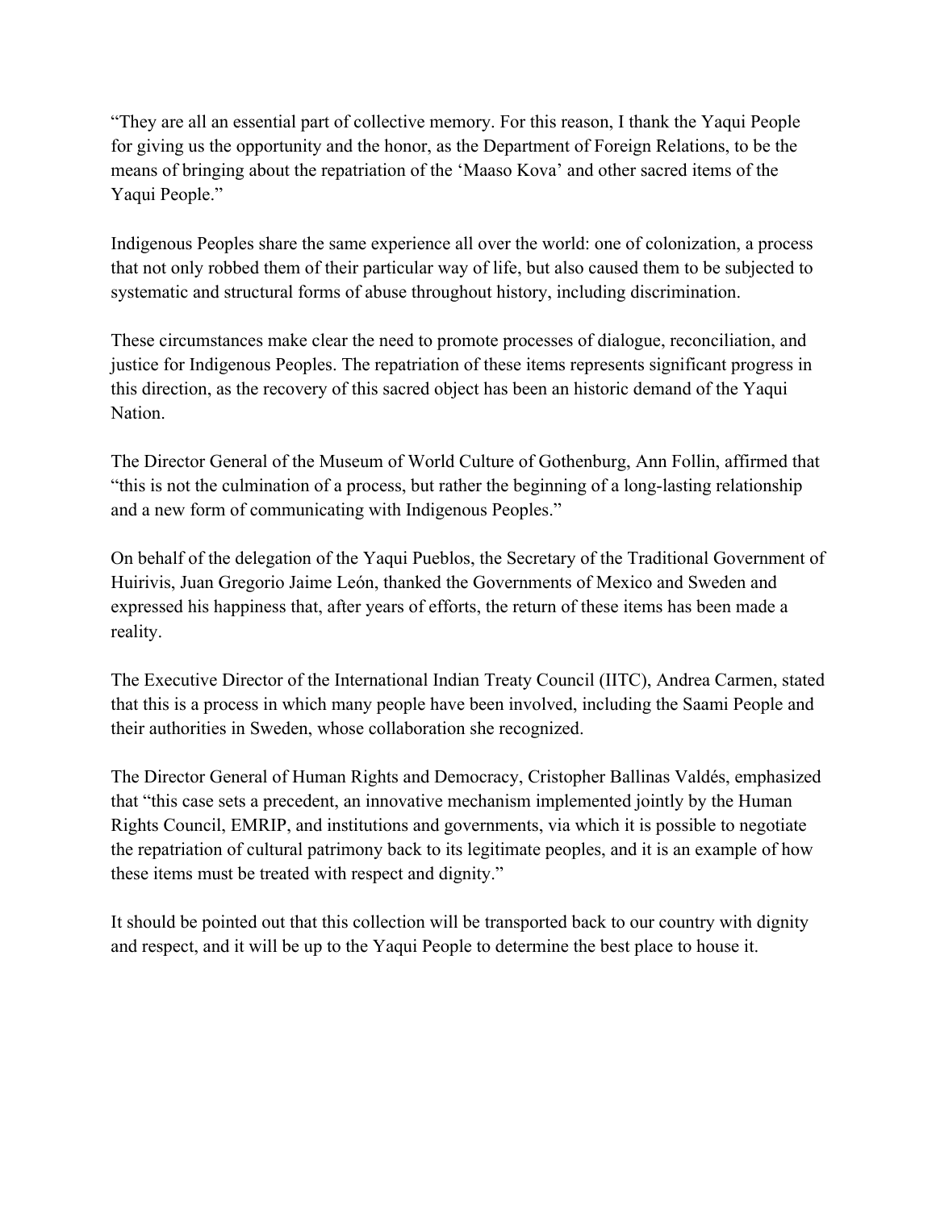"They are all an essential part of collective memory. For this reason, I thank the Yaqui People for giving us the opportunity and the honor, as the Department of Foreign Relations, to be the means of bringing about the repatriation of the 'Maaso Kova' and other sacred items of the Yaqui People."

Indigenous Peoples share the same experience all over the world: one of colonization, a process that not only robbed them of their particular way of life, but also caused them to be subjected to systematic and structural forms of abuse throughout history, including discrimination.

These circumstances make clear the need to promote processes of dialogue, reconciliation, and justice for Indigenous Peoples. The repatriation of these items represents significant progress in this direction, as the recovery of this sacred object has been an historic demand of the Yaqui Nation.

The Director General of the Museum of World Culture of Gothenburg, Ann Follin, affirmed that "this is not the culmination of a process, but rather the beginning of a long-lasting relationship and a new form of communicating with Indigenous Peoples."

On behalf of the delegation of the Yaqui Pueblos, the Secretary of the Traditional Government of Huirivis, Juan Gregorio Jaime León, thanked the Governments of Mexico and Sweden and expressed his happiness that, after years of efforts, the return of these items has been made a reality.

The Executive Director of the International Indian Treaty Council (IITC), Andrea Carmen, stated that this is a process in which many people have been involved, including the Saami People and their authorities in Sweden, whose collaboration she recognized.

The Director General of Human Rights and Democracy, Cristopher Ballinas Valdés, emphasized that "this case sets a precedent, an innovative mechanism implemented jointly by the Human Rights Council, EMRIP, and institutions and governments, via which it is possible to negotiate the repatriation of cultural patrimony back to its legitimate peoples, and it is an example of how these items must be treated with respect and dignity."

It should be pointed out that this collection will be transported back to our country with dignity and respect, and it will be up to the Yaqui People to determine the best place to house it.